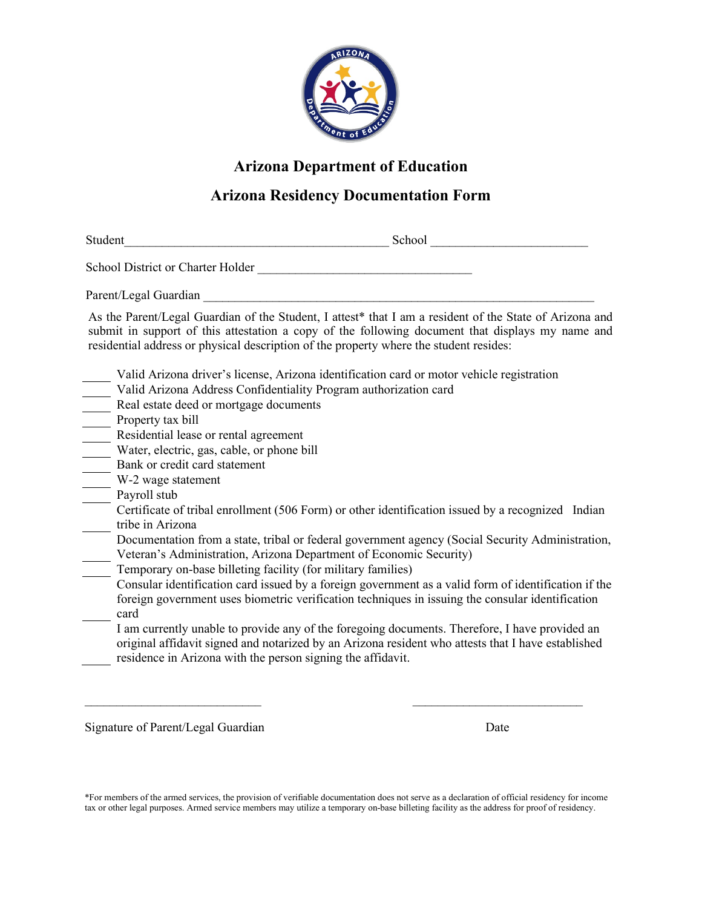# Arizona Department of Education

## Arizona Residency Documentation Form

Student__________________________________________ School ________________________

School District or Charter Holder _________________________________

Parent/Legal Guardian _____________________________________________________________

As the Parent/Legal Guardian of the Student, I attest* that I am a resident of the State of Arizona and submit in support of this attestation a copy of the following document that displays my name and residential address or physical description of the property where the student resides:

____ Valid Arizona driver's license, Arizona identification card or motor vehicle registration

____ Valid Arizona Address Confidentiality Program authorization card

____ Real estate deed or mortgage documents

____ Property tax bill

____ Residential lease or rental agreement

____ Water, electric, gas, cable, or phone bill

____ Bank or credit card statement

____ W-2 wage statement

____ Payroll stub

____ Certificate of tribal enrollment (506 Form) or other identification issued by a recognized Indian tribe in Arizona

____ Documentation from a state, tribal or federal government agency (Social Security Administration, Veteran's Administration, Arizona Department of Economic Security)

____ Temporary on-base billeting facility (for military families)

____ Consular identification card issued by a foreign government as a valid form of identification if the foreign government uses biometric verification techniques in issuing the consular identification card

____ I am currently unable to provide any of the foregoing documents. Therefore, I have provided an original affidavit signed and notarized by an Arizona resident who attests that I have established residence in Arizona with the person signing the affidavit.

____________________________ ____________________________

Signature of Parent/Legal Guardian Date

*For members of the armed services, the provision of verifiable documentation does not serve as a declaration of official residency for income tax or other legal purposes. Armed service members may utilize a temporary on-base billeting facility as the address for proof of residency.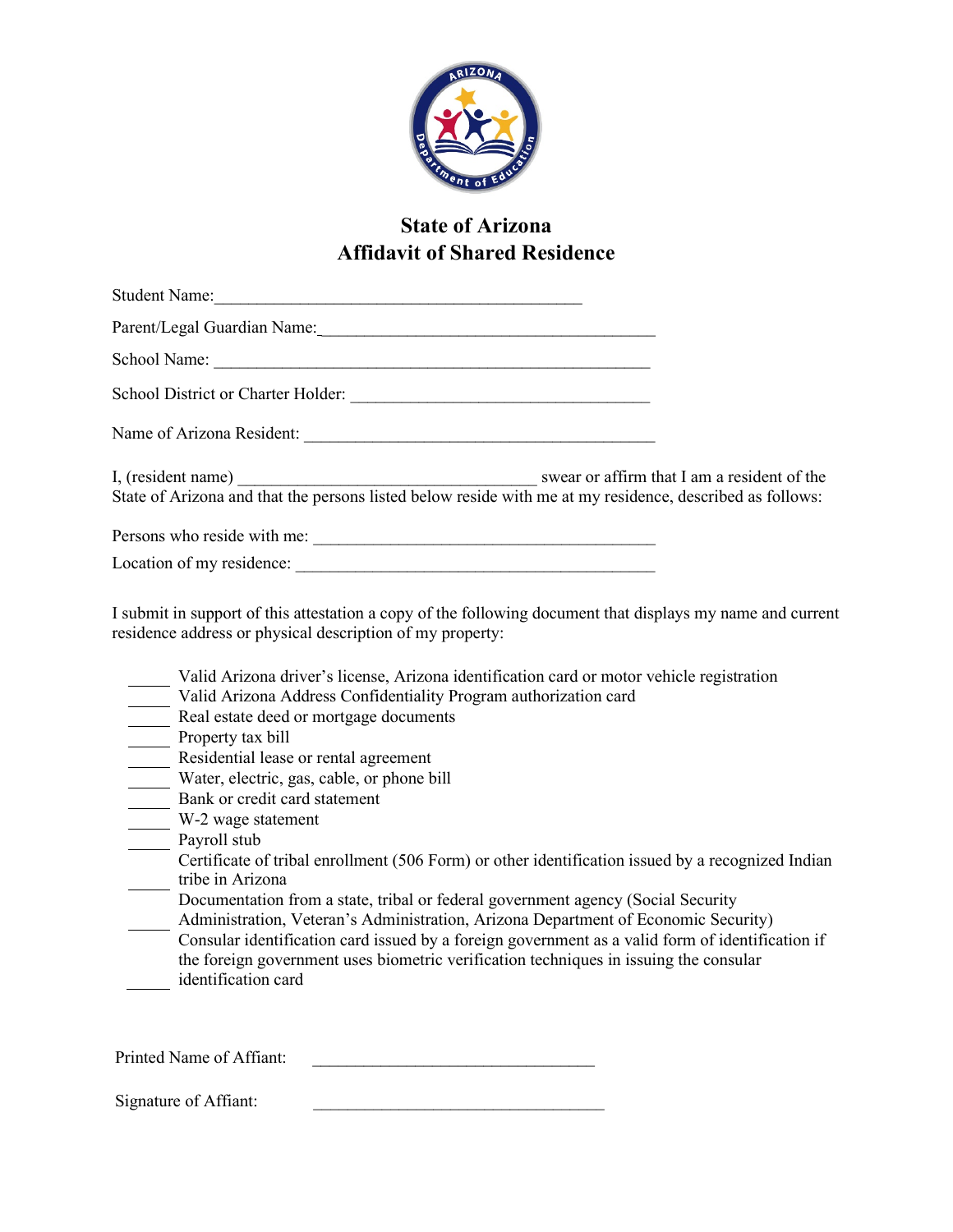# State of Arizona
## Affidavit of Shared Residence

Student Name:\_\_\_\_\_\_\_\_\_\_\_\_\_\_\_\_\_\_\_\_\_\_\_\_\_\_\_\_\_\_\_\_\_\_\_\_\_\_\_\_\_\_\_\_

Parent/Legal Guardian Name:\_\_\_\_\_\_\_\_\_\_\_\_\_\_\_\_\_\_\_\_\_\_\_\_\_\_\_\_\_\_\_\_\_\_\_\_\_\_\_\_

School Name: \_\_\_\_\_\_\_\_\_\_\_\_\_\_\_\_\_\_\_\_\_\_\_\_\_\_\_\_\_\_\_\_\_\_\_\_\_\_\_\_\_\_\_\_\_\_\_\_\_\_\_

School District or Charter Holder: \_\_\_\_\_\_\_\_\_\_\_\_\_\_\_\_\_\_\_\_\_\_\_\_\_\_\_\_\_\_\_\_\_\_\_\_

Name of Arizona Resident: \_\_\_\_\_\_\_\_\_\_\_\_\_\_\_\_\_\_\_\_\_\_\_\_\_\_\_\_\_\_\_\_\_\_\_\_\_\_\_\_\_\_

I, (resident name) \_\_\_\_\_\_\_\_\_\_\_\_\_\_\_\_\_\_\_\_\_\_\_\_\_\_\_\_\_\_\_\_\_\_\_\_ swear or affirm that I am a resident of the State of Arizona and that the persons listed below reside with me at my residence, described as follows:

Persons who reside with me: \_\_\_\_\_\_\_\_\_\_\_\_\_\_\_\_\_\_\_\_\_\_\_\_\_\_\_\_\_\_\_\_\_\_\_\_\_\_\_\_\_

Location of my residence: \_\_\_\_\_\_\_\_\_\_\_\_\_\_\_\_\_\_\_\_\_\_\_\_\_\_\_\_\_\_\_\_\_\_\_\_\_\_\_\_\_\_\_

I submit in support of this attestation a copy of the following document that displays my name and current residence address or physical description of my property:

\_\_\_\_\_ Valid Arizona driver's license, Arizona identification card or motor vehicle registration
\_\_\_\_\_ Valid Arizona Address Confidentiality Program authorization card
\_\_\_\_\_ Real estate deed or mortgage documents
\_\_\_\_\_ Property tax bill
\_\_\_\_\_ Residential lease or rental agreement
\_\_\_\_\_ Water, electric, gas, cable, or phone bill
\_\_\_\_\_ Bank or credit card statement
\_\_\_\_\_ W-2 wage statement
\_\_\_\_\_ Payroll stub
\_\_\_\_\_ Certificate of tribal enrollment (506 Form) or other identification issued by a recognized Indian tribe in Arizona
\_\_\_\_\_ Documentation from a state, tribal or federal government agency (Social Security Administration, Veteran's Administration, Arizona Department of Economic Security)
\_\_\_\_\_ Consular identification card issued by a foreign government as a valid form of identification if the foreign government uses biometric verification techniques in issuing the consular identification card

Printed Name of Affiant: \_\_\_\_\_\_\_\_\_\_\_\_\_\_\_\_\_\_\_\_\_\_\_\_\_\_\_\_\_\_\_\_\_\_

Signature of Affiant: \_\_\_\_\_\_\_\_\_\_\_\_\_\_\_\_\_\_\_\_\_\_\_\_\_\_\_\_\_\_\_\_\_\_\_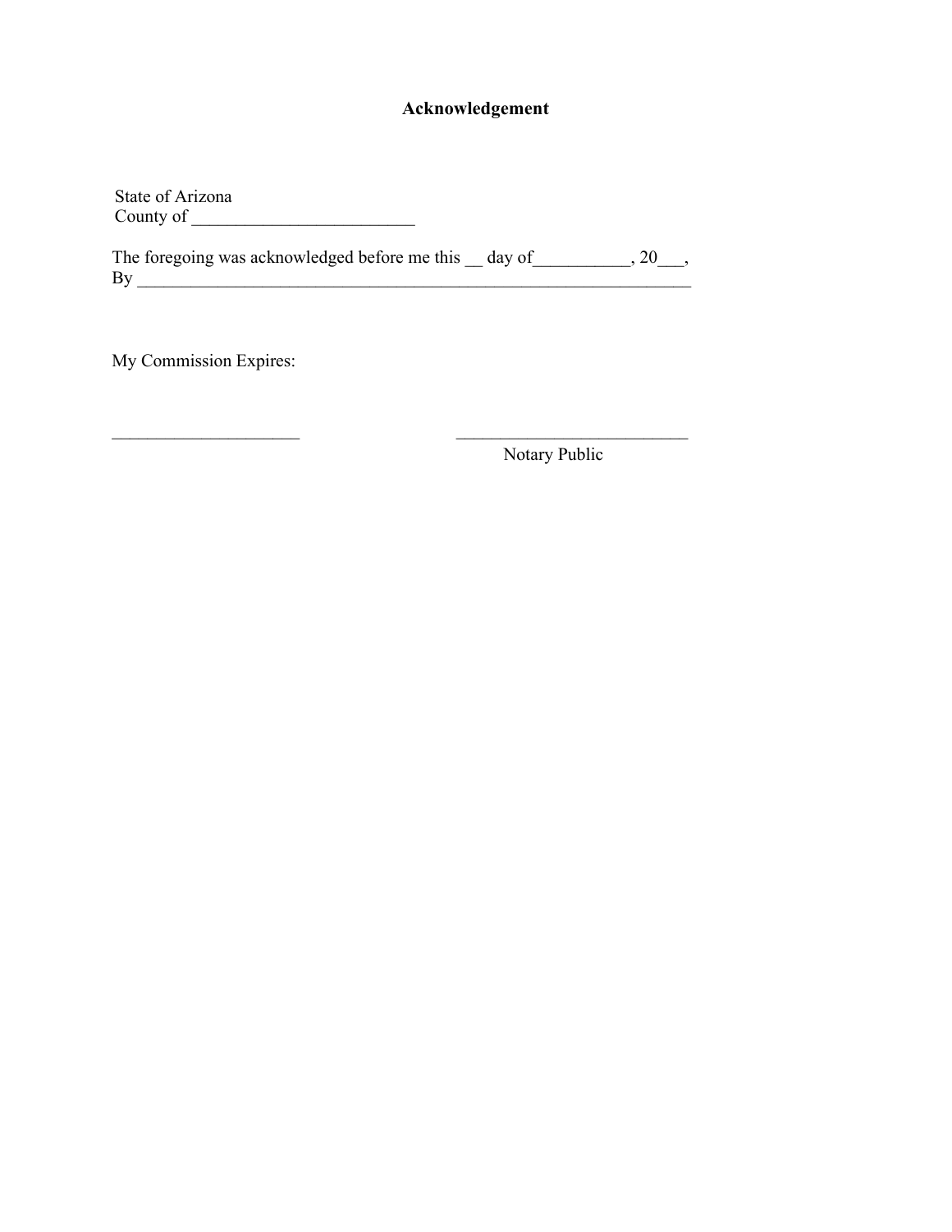**Acknowledgement**

State of Arizona
County of _________________________

The foregoing was acknowledged before me this __ day of___________, 20___,
By _____________________________________________________________

My Commission Expires:

_____________________ _________________________
Notary Public